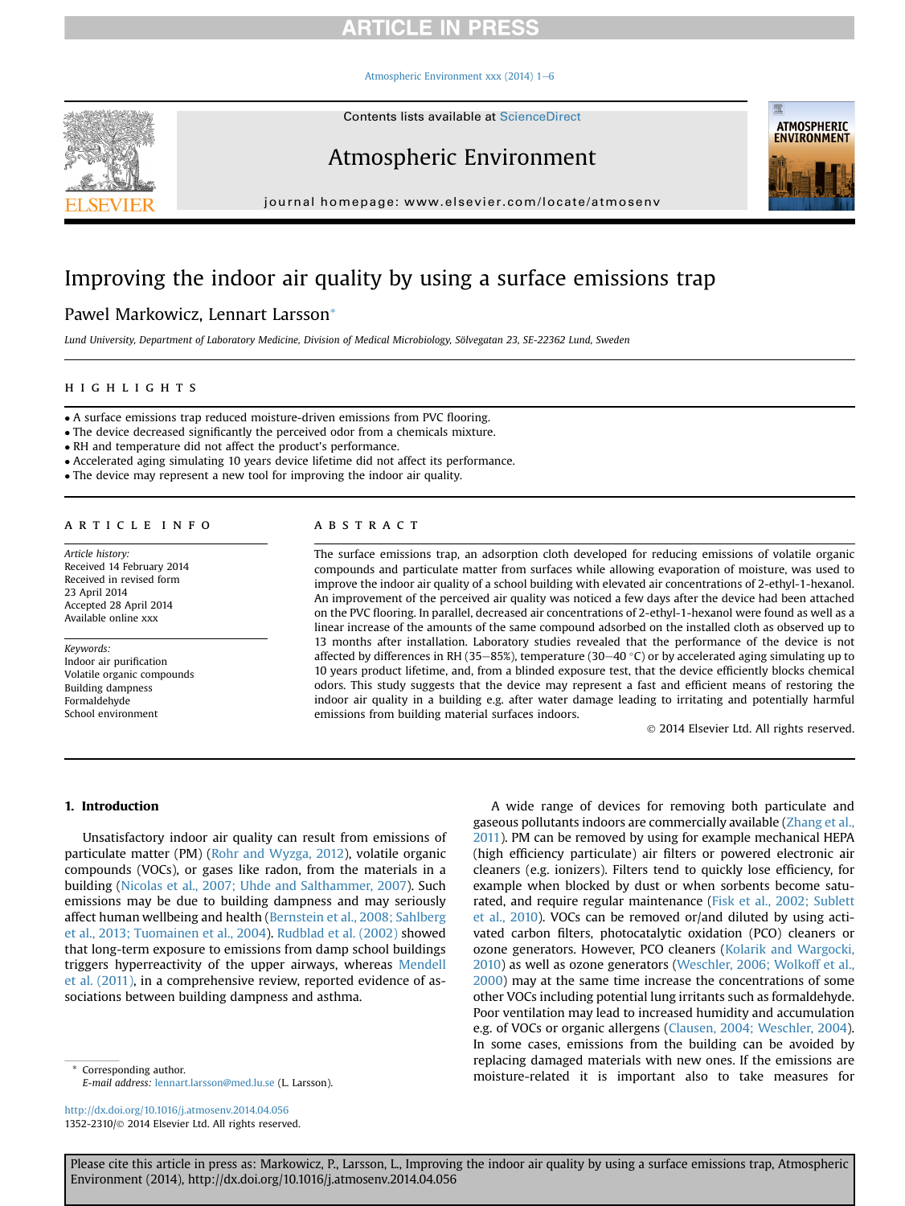# Improving the indoor air quality by using a surface emissions trap

Pawel Markowicz, Lennart Larsson*

*Lund University, Department of Laboratory Medicine, Division of Medical Microbiology, Sölvegatan 23, SE-22362 Lund, Sweden*

## HIGHLIGHTS

- A surface emissions trap reduced moisture-driven emissions from PVC flooring.
- The device decreased significantly the perceived odor from a chemicals mixture.
- RH and temperature did not affect the product's performance.
- Accelerated aging simulating 10 years device lifetime did not affect its performance.
- The device may represent a new tool for improving the indoor air quality.

## ARTICLE INFO

*Article history:*
Received 14 February 2014
Received in revised form
23 April 2014
Accepted 28 April 2014
Available online xxx

*Keywords:*
Indoor air purification
Volatile organic compounds
Building dampness
Formaldehyde
School environment

## ABSTRACT

The surface emissions trap, an adsorption cloth developed for reducing emissions of volatile organic compounds and particulate matter from surfaces while allowing evaporation of moisture, was used to improve the indoor air quality of a school building with elevated air concentrations of 2-ethyl-1-hexanol. An improvement of the perceived air quality was noticed a few days after the device had been attached on the PVC flooring. In parallel, decreased air concentrations of 2-ethyl-1-hexanol were found as well as a linear increase of the amounts of the same compound adsorbed on the installed cloth as observed up to 13 months after installation. Laboratory studies revealed that the performance of the device is not affected by differences in RH (35–85%), temperature (30–40 °C) or by accelerated aging simulating up to 10 years product lifetime, and, from a blinded exposure test, that the device efficiently blocks chemical odors. This study suggests that the device may represent a fast and efficient means of restoring the indoor air quality in a building e.g. after water damage leading to irritating and potentially harmful emissions from building material surfaces indoors.

© 2014 Elsevier Ltd. All rights reserved.

## 1. Introduction

Unsatisfactory indoor air quality can result from emissions of particulate matter (PM) (Rohr and Wyzga, 2012), volatile organic compounds (VOCs), or gases like radon, from the materials in a building (Nicolas et al., 2007; Uhde and Salthammer, 2007). Such emissions may be due to building dampness and may seriously affect human wellbeing and health (Bernstein et al., 2008; Sahlberg et al., 2013; Tuomainen et al., 2004). Rudblad et al. (2002) showed that long-term exposure to emissions from damp school buildings triggers hyperreactivity of the upper airways, whereas Mendell et al. (2011), in a comprehensive review, reported evidence of associations between building dampness and asthma.

A wide range of devices for removing both particulate and gaseous pollutants indoors are commercially available (Zhang et al., 2011). PM can be removed by using for example mechanical HEPA (high efficiency particulate) air filters or powered electronic air cleaners (e.g. ionizers). Filters tend to quickly lose efficiency, for example when blocked by dust or when sorbents become saturated, and require regular maintenance (Fisk et al., 2002; Sublett et al., 2010). VOCs can be removed or/and diluted by using activated carbon filters, photocatalytic oxidation (PCO) cleaners or ozone generators. However, PCO cleaners (Kolarik and Wargocki, 2010) as well as ozone generators (Weschler, 2006; Wolkoff et al., 2000) may at the same time increase the concentrations of some other VOCs including potential lung irritants such as formaldehyde. Poor ventilation may lead to increased humidity and accumulation e.g. of VOCs or organic allergens (Clausen, 2004; Weschler, 2004). In some cases, emissions from the building can be avoided by replacing damaged materials with new ones. If the emissions are moisture-related it is important also to take measures for

\* Corresponding author.
*E-mail address:* lennart.larsson@med.lu.se (L. Larsson).

http://dx.doi.org/10.1016/j.atmosenv.2014.04.056
1352-2310/© 2014 Elsevier Ltd. All rights reserved.

Please cite this article in press as: Markowicz, P., Larsson, L., Improving the indoor air quality by using a surface emissions trap, Atmospheric Environment (2014), http://dx.doi.org/10.1016/j.atmosenv.2014.04.056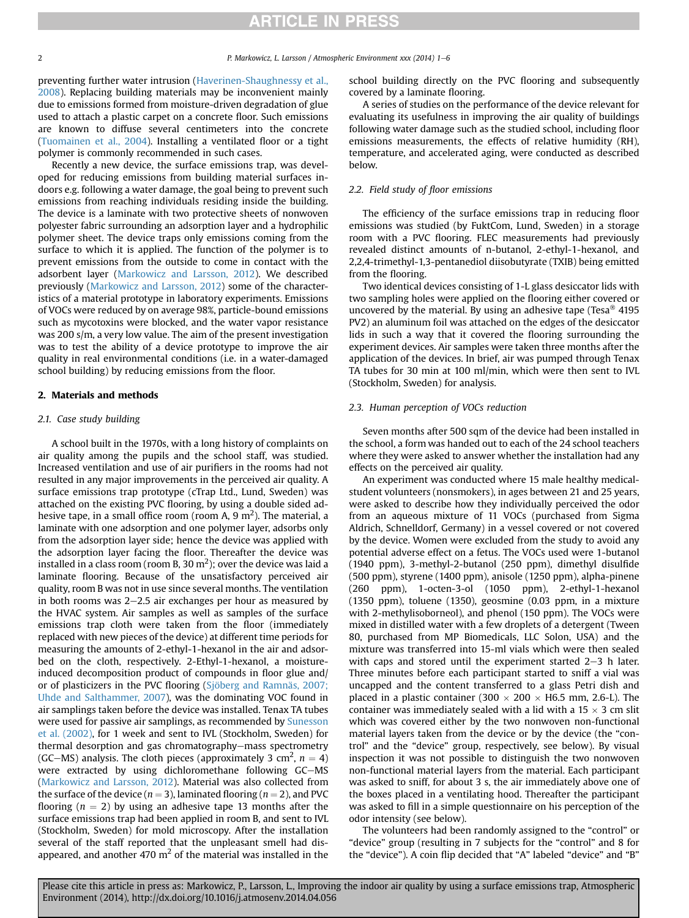preventing further water intrusion (Haverinen-Shaughnessy et al., 2008). Replacing building materials may be inconvenient mainly due to emissions formed from moisture-driven degradation of glue used to attach a plastic carpet on a concrete floor. Such emissions are known to diffuse several centimeters into the concrete (Tuomainen et al., 2004). Installing a ventilated floor or a tight polymer is commonly recommended in such cases.

Recently a new device, the surface emissions trap, was developed for reducing emissions from building material surfaces indoors e.g. following a water damage, the goal being to prevent such emissions from reaching individuals residing inside the building. The device is a laminate with two protective sheets of nonwoven polyester fabric surrounding an adsorption layer and a hydrophilic polymer sheet. The device traps only emissions coming from the surface to which it is applied. The function of the polymer is to prevent emissions from the outside to come in contact with the adsorbent layer (Markowicz and Larsson, 2012). We described previously (Markowicz and Larsson, 2012) some of the characteristics of a material prototype in laboratory experiments. Emissions of VOCs were reduced by on average 98%, particle-bound emissions such as mycotoxins were blocked, and the water vapor resistance was 200 s/m, a very low value. The aim of the present investigation was to test the ability of a device prototype to improve the air quality in real environmental conditions (i.e. in a water-damaged school building) by reducing emissions from the floor.

## 2. Materials and methods

### 2.1. Case study building

A school built in the 1970s, with a long history of complaints on air quality among the pupils and the school staff, was studied. Increased ventilation and use of air purifiers in the rooms had not resulted in any major improvements in the perceived air quality. A surface emissions trap prototype (cTrap Ltd., Lund, Sweden) was attached on the existing PVC flooring, by using a double sided adhesive tape, in a small office room (room A, 9 $m^2$). The material, a laminate with one adsorption and one polymer layer, adsorbs only from the adsorption layer side; hence the device was applied with the adsorption layer facing the floor. Thereafter the device was installed in a class room (room B, 30 $m^2$); over the device was laid a laminate flooring. Because of the unsatisfactory perceived air quality, room B was not in use since several months. The ventilation in both rooms was 2–2.5 air exchanges per hour as measured by the HVAC system. Air samples as well as samples of the surface emissions trap cloth were taken from the floor (immediately replaced with new pieces of the device) at different time periods for measuring the amounts of 2-ethyl-1-hexanol in the air and adsorbed on the cloth, respectively. 2-Ethyl-1-hexanol, a moisture-induced decomposition product of compounds in floor glue and/or of plasticizers in the PVC flooring (Sjöberg and Ramnäs, 2007; Uhde and Salthammer, 2007), was the dominating VOC found in air samplings taken before the device was installed. Tenax TA tubes were used for passive air samplings, as recommended by Sunesson et al. (2002), for 1 week and sent to IVL (Stockholm, Sweden) for thermal desorption and gas chromatography–mass spectrometry (GC–MS) analysis. The cloth pieces (approximately 3 $cm^2$, $n = 4$) were extracted by using dichloromethane following GC–MS (Markowicz and Larsson, 2012). Material was also collected from the surface of the device ($n = 3$), laminated flooring ($n = 2$), and PVC flooring ($n = 2$) by using an adhesive tape 13 months after the surface emissions trap had been applied in room B, and sent to IVL (Stockholm, Sweden) for mold microscopy. After the installation several of the staff reported that the unpleasant smell had disappeared, and another 470 $m^2$ of the material was installed in the school building directly on the PVC flooring and subsequently covered by a laminate flooring.

A series of studies on the performance of the device relevant for evaluating its usefulness in improving the air quality of buildings following water damage such as the studied school, including floor emissions measurements, the effects of relative humidity (RH), temperature, and accelerated aging, were conducted as described below.

### 2.2. Field study of floor emissions

The efficiency of the surface emissions trap in reducing floor emissions was studied (by FuktCom, Lund, Sweden) in a storage room with a PVC flooring. FLEC measurements had previously revealed distinct amounts of n-butanol, 2-ethyl-1-hexanol, and 2,2,4-trimethyl-1,3-pentanediol diisobutyrate (TXIB) being emitted from the flooring.

Two identical devices consisting of 1-L glass desiccator lids with two sampling holes were applied on the flooring either covered or uncovered by the material. By using an adhesive tape (Tesa® 4195 PV2) an aluminum foil was attached on the edges of the desiccator lids in such a way that it covered the flooring surrounding the experiment devices. Air samples were taken three months after the application of the devices. In brief, air was pumped through Tenax TA tubes for 30 min at 100 ml/min, which were then sent to IVL (Stockholm, Sweden) for analysis.

### 2.3. Human perception of VOCs reduction

Seven months after 500 sqm of the device had been installed in the school, a form was handed out to each of the 24 school teachers where they were asked to answer whether the installation had any effects on the perceived air quality.

An experiment was conducted where 15 male healthy medical-student volunteers (nonsmokers), in ages between 21 and 25 years, were asked to describe how they individually perceived the odor from an aqueous mixture of 11 VOCs (purchased from Sigma Aldrich, Schnelldorf, Germany) in a vessel covered or not covered by the device. Women were excluded from the study to avoid any potential adverse effect on a fetus. The VOCs used were 1-butanol (1940 ppm), 3-methyl-2-butanol (250 ppm), dimethyl disulfide (500 ppm), styrene (1400 ppm), anisole (1250 ppm), alpha-pinene (260 ppm), 1-octen-3-ol (1050 ppm), 2-ethyl-1-hexanol (1350 ppm), toluene (1350), geosmine (0.03 ppm, in a mixture with 2-methylisoborneol), and phenol (150 ppm). The VOCs were mixed in distilled water with a few droplets of a detergent (Tween 80, purchased from MP Biomedicals, LLC Solon, USA) and the mixture was transferred into 15-ml vials which were then sealed with caps and stored until the experiment started 2–3 h later. Three minutes before each participant started to sniff a vial was uncapped and the content transferred to a glass Petri dish and placed in a plastic container (300 × 200 × H6.5 mm, 2.6-L). The container was immediately sealed with a lid with a 15 × 3 cm slit which was covered either by the two nonwoven non-functional material layers taken from the device or by the device (the "control" and the "device" group, respectively, see below). By visual inspection it was not possible to distinguish the two nonwoven non-functional material layers from the material. Each participant was asked to sniff, for about 3 s, the air immediately above one of the boxes placed in a ventilating hood. Thereafter the participant was asked to fill in a simple questionnaire on his perception of the odor intensity (see below).

The volunteers had been randomly assigned to the "control" or "device" group (resulting in 7 subjects for the "control" and 8 for the "device"). A coin flip decided that "A" labeled "device" and "B"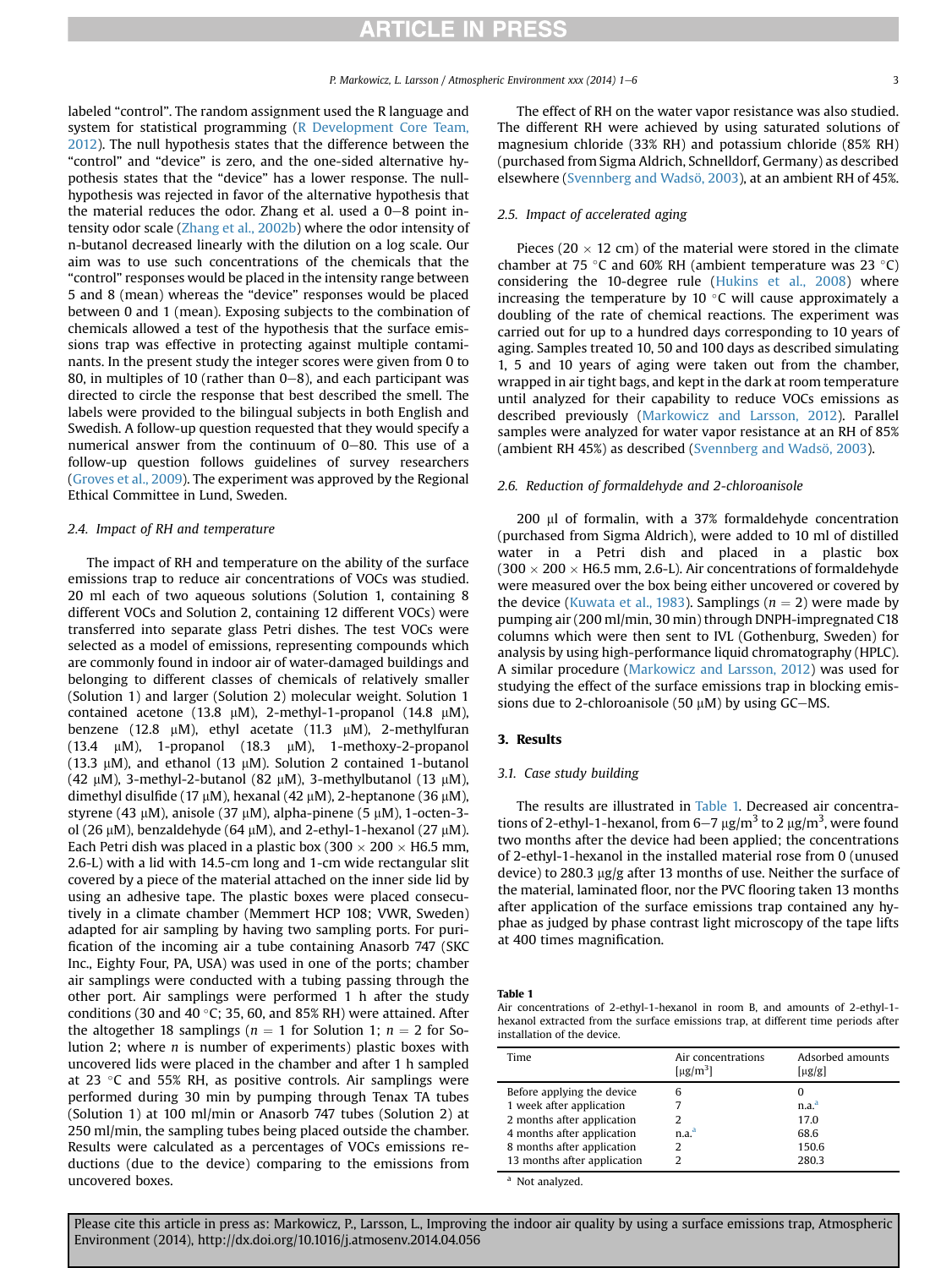labeled "control". The random assignment used the R language and system for statistical programming (R Development Core Team, 2012). The null hypothesis states that the difference between the "control" and "device" is zero, and the one-sided alternative hypothesis states that the "device" has a lower response. The null-hypothesis was rejected in favor of the alternative hypothesis that the material reduces the odor. Zhang et al. used a 0–8 point intensity odor scale (Zhang et al., 2002b) where the odor intensity of n-butanol decreased linearly with the dilution on a log scale. Our aim was to use such concentrations of the chemicals that the "control" responses would be placed in the intensity range between 5 and 8 (mean) whereas the "device" responses would be placed between 0 and 1 (mean). Exposing subjects to the combination of chemicals allowed a test of the hypothesis that the surface emissions trap was effective in protecting against multiple contaminants. In the present study the integer scores were given from 0 to 80, in multiples of 10 (rather than 0–8), and each participant was directed to circle the response that best described the smell. The labels were provided to the bilingual subjects in both English and Swedish. A follow-up question requested that they would specify a numerical answer from the continuum of 0–80. This use of a follow-up question follows guidelines of survey researchers (Groves et al., 2009). The experiment was approved by the Regional Ethical Committee in Lund, Sweden.

### 2.4. Impact of RH and temperature

The impact of RH and temperature on the ability of the surface emissions trap to reduce air concentrations of VOCs was studied. 20 ml each of two aqueous solutions (Solution 1, containing 8 different VOCs and Solution 2, containing 12 different VOCs) were transferred into separate glass Petri dishes. The test VOCs were selected as a model of emissions, representing compounds which are commonly found in indoor air of water-damaged buildings and belonging to different classes of chemicals of relatively smaller (Solution 1) and larger (Solution 2) molecular weight. Solution 1 contained acetone (13.8 μM), 2-methyl-1-propanol (14.8 μM), benzene (12.8 μM), ethyl acetate (11.3 μM), 2-methylfuran (13.4 μM), 1-propanol (18.3 μM), 1-methoxy-2-propanol (13.3 μM), and ethanol (13 μM). Solution 2 contained 1-butanol (42 μM), 3-methyl-2-butanol (82 μM), 3-methylbutanol (13 μM), dimethyl disulfide (17 μM), hexanal (42 μM), 2-heptanone (36 μM), styrene (43 μM), anisole (37 μM), alpha-pinene (5 μM), 1-octen-3-ol (26 μM), benzaldehyde (64 μM), and 2-ethyl-1-hexanol (27 μM). Each Petri dish was placed in a plastic box (300 × 200 × H6.5 mm, 2.6-L) with a lid with 14.5-cm long and 1-cm wide rectangular slit covered by a piece of the material attached on the inner side lid by using an adhesive tape. The plastic boxes were placed consecutively in a climate chamber (Memmert HCP 108; VWR, Sweden) adapted for air sampling by having two sampling ports. For purification of the incoming air a tube containing Anasorb 747 (SKC Inc., Eighty Four, PA, USA) was used in one of the ports; chamber air samplings were conducted with a tubing passing through the other port. Air samplings were performed 1 h after the study conditions (30 and 40 °C; 35, 60, and 85% RH) were attained. After the altogether 18 samplings ($n = 1$ for Solution 1; $n = 2$ for Solution 2; where $n$ is number of experiments) plastic boxes with uncovered lids were placed in the chamber and after 1 h sampled at 23 °C and 55% RH, as positive controls. Air samplings were performed during 30 min by pumping through Tenax TA tubes (Solution 1) at 100 ml/min or Anasorb 747 tubes (Solution 2) at 250 ml/min, the sampling tubes being placed outside the chamber. Results were calculated as a percentages of VOCs emissions reductions (due to the device) comparing to the emissions from uncovered boxes.

The effect of RH on the water vapor resistance was also studied. The different RH were achieved by using saturated solutions of magnesium chloride (33% RH) and potassium chloride (85% RH) (purchased from Sigma Aldrich, Schnelldorf, Germany) as described elsewhere (Svennberg and Wadsö, 2003), at an ambient RH of 45%.

### 2.5. Impact of accelerated aging

Pieces (20 × 12 cm) of the material were stored in the climate chamber at 75 °C and 60% RH (ambient temperature was 23 °C) considering the 10-degree rule (Hukins et al., 2008) where increasing the temperature by 10 °C will cause approximately a doubling of the rate of chemical reactions. The experiment was carried out for up to a hundred days corresponding to 10 years of aging. Samples treated 10, 50 and 100 days as described simulating 1, 5 and 10 years of aging were taken out from the chamber, wrapped in air tight bags, and kept in the dark at room temperature until analyzed for their capability to reduce VOCs emissions as described previously (Markowicz and Larsson, 2012). Parallel samples were analyzed for water vapor resistance at an RH of 85% (ambient RH 45%) as described (Svennberg and Wadsö, 2003).

### 2.6. Reduction of formaldehyde and 2-chloroanisole

200 μl of formalin, with a 37% formaldehyde concentration (purchased from Sigma Aldrich), were added to 10 ml of distilled water in a Petri dish and placed in a plastic box (300 × 200 × H6.5 mm, 2.6-L). Air concentrations of formaldehyde were measured over the box being either uncovered or covered by the device (Kuwata et al., 1983). Samplings ($n = 2$) were made by pumping air (200 ml/min, 30 min) through DNPH-impregnated C18 columns which were then sent to IVL (Gothenburg, Sweden) for analysis by using high-performance liquid chromatography (HPLC). A similar procedure (Markowicz and Larsson, 2012) was used for studying the effect of the surface emissions trap in blocking emissions due to 2-chloroanisole (50 μM) by using GC–MS.

## 3. Results

### 3.1. Case study building

The results are illustrated in Table 1. Decreased air concentrations of 2-ethyl-1-hexanol, from 6–7 μg/m$^3$ to 2 μg/m$^3$, were found two months after the device had been applied; the concentrations of 2-ethyl-1-hexanol in the installed material rose from 0 (unused device) to 280.3 μg/g after 13 months of use. Neither the surface of the material, laminated floor, nor the PVC flooring taken 13 months after application of the surface emissions trap contained any hyphae as judged by phase contrast light microscopy of the tape lifts at 400 times magnification.

**Table 1**
Air concentrations of 2-ethyl-1-hexanol in room B, and amounts of 2-ethyl-1-hexanol extracted from the surface emissions trap, at different time periods after installation of the device.

| Time | Air concentrations [μg/m$^3$] | Adsorbed amounts [μg/g] |
|---|---|---|
| Before applying the device | 6 | 0 |
| 1 week after application | 7 | n.a.[a] |
| 2 months after application | 2 | 17.0 |
| 4 months after application | n.a.[a] | 68.6 |
| 8 months after application | 2 | 150.6 |
| 13 months after application | 2 | 280.3 |

[a] Not analyzed.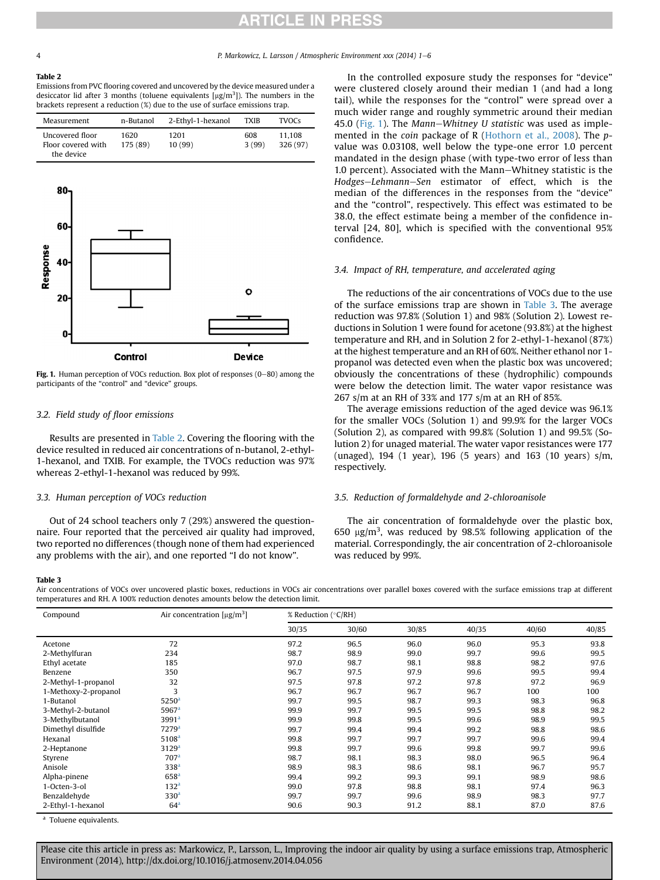**Table 2**
Emissions from PVC flooring covered and uncovered by the device measured under a desiccator lid after 3 months (toluene equivalents [μg/m³]). The numbers in the brackets represent a reduction (%) due to the use of surface emissions trap.

| Measurement | n-Butanol | 2-Ethyl-1-hexanol | TXIB | TVOCs |
|---|---|---|---|---|
| Uncovered floor | 1620 | 1201 | 608 | 11,108 |
| Floor covered with the device | 175 (89) | 10 (99) | 3 (99) | 326 (97) |

**Fig. 1.** Human perception of VOCs reduction. Box plot of responses (0–80) among the participants of the "control" and "device" groups.

### 3.2. Field study of floor emissions

Results are presented in Table 2. Covering the flooring with the device resulted in reduced air concentrations of n-butanol, 2-ethyl-1-hexanol, and TXIB. For example, the TVOCs reduction was 97% whereas 2-ethyl-1-hexanol was reduced by 99%.

### 3.3. Human perception of VOCs reduction

Out of 24 school teachers only 7 (29%) answered the questionnaire. Four reported that the perceived air quality had improved, two reported no differences (though none of them had experienced any problems with the air), and one reported "I do not know".

In the controlled exposure study the responses for "device" were clustered closely around their median 1 (and had a long tail), while the responses for the "control" were spread over a much wider range and roughly symmetric around their median 45.0 (Fig. 1). The *Mann–Whitney U statistic* was used as implemented in the *coin* package of R (Hothorn et al., 2008). The *p*-value was 0.03108, well below the type-one error 1.0 percent mandated in the design phase (with type-two error of less than 1.0 percent). Associated with the Mann–Whitney statistic is the *Hodges–Lehmann–Sen* estimator of effect, which is the median of the differences in the responses from the "device" and the "control", respectively. This effect was estimated to be 38.0, the effect estimate being a member of the confidence interval [24, 80], which is specified with the conventional 95% confidence.

### 3.4. Impact of RH, temperature, and accelerated aging

The reductions of the air concentrations of VOCs due to the use of the surface emissions trap are shown in Table 3. The average reduction was 97.8% (Solution 1) and 98% (Solution 2). Lowest reductions in Solution 1 were found for acetone (93.8%) at the highest temperature and RH, and in Solution 2 for 2-ethyl-1-hexanol (87%) at the highest temperature and an RH of 60%. Neither ethanol nor 1-propanol was detected even when the plastic box was uncovered; obviously the concentrations of these (hydrophilic) compounds were below the detection limit. The water vapor resistance was 267 s/m at an RH of 33% and 177 s/m at an RH of 85%.

The average emissions reduction of the aged device was 96.1% for the smaller VOCs (Solution 1) and 99.9% for the larger VOCs (Solution 2), as compared with 99.8% (Solution 1) and 99.5% (Solution 2) for unaged material. The water vapor resistances were 177 (unaged), 194 (1 year), 196 (5 years) and 163 (10 years) s/m, respectively.

### 3.5. Reduction of formaldehyde and 2-chloroanisole

The air concentration of formaldehyde over the plastic box, 650 μg/m³, was reduced by 98.5% following application of the material. Correspondingly, the air concentration of 2-chloroanisole was reduced by 99%.

**Table 3**
Air concentrations of VOCs over uncovered plastic boxes, reductions in VOCs air concentrations over parallel boxes covered with the surface emissions trap at different temperatures and RH. A 100% reduction denotes amounts below the detection limit.

| Compound | Air concentration [μg/m³] | % Reduction (°C/RH) | | | | | |
|---|---|---|---|---|---|---|---|
| | | 30/35 | 30/60 | 30/85 | 40/35 | 40/60 | 40/85 |
| Acetone | 72 | 97.2 | 96.5 | 96.0 | 96.0 | 95.3 | 93.8 |
| 2-Methylfuran | 234 | 98.7 | 98.9 | 99.0 | 99.7 | 99.6 | 99.5 |
| Ethyl acetate | 185 | 97.0 | 98.7 | 98.1 | 98.8 | 98.2 | 97.6 |
| Benzene | 350 | 96.7 | 97.5 | 97.9 | 99.6 | 99.5 | 99.4 |
| 2-Methyl-1-propanol | 32 | 97.5 | 97.8 | 97.2 | 97.8 | 97.2 | 96.9 |
| 1-Methoxy-2-propanol | 3 | 96.7 | 96.7 | 96.7 | 96.7 | 100 | 100 |
| 1-Butanol | 5250[a] | 99.7 | 99.5 | 98.7 | 99.3 | 98.3 | 96.8 |
| 3-Methyl-2-butanol | 5967[a] | 99.9 | 99.7 | 99.5 | 99.5 | 98.8 | 98.2 |
| 3-Methylbutanol | 3991[a] | 99.9 | 99.8 | 99.5 | 99.6 | 98.9 | 99.5 |
| Dimethyl disulfide | 7279[a] | 99.7 | 99.4 | 99.4 | 99.2 | 98.8 | 98.6 |
| Hexanal | 5108[a] | 99.8 | 99.7 | 99.7 | 99.7 | 99.6 | 99.4 |
| 2-Heptanone | 3129[a] | 99.8 | 99.7 | 99.6 | 99.8 | 99.7 | 99.6 |
| Styrene | 707[a] | 98.7 | 98.1 | 98.3 | 98.0 | 96.5 | 96.4 |
| Anisole | 338[a] | 98.9 | 98.3 | 98.6 | 98.1 | 96.7 | 95.7 |
| Alpha-pinene | 658[a] | 99.4 | 99.2 | 99.3 | 99.1 | 98.9 | 98.6 |
| 1-Octen-3-ol | 132[a] | 99.0 | 97.8 | 98.8 | 98.1 | 97.4 | 96.3 |
| Benzaldehyde | 330[a] | 99.7 | 99.7 | 99.6 | 98.9 | 98.3 | 97.7 |
| 2-Ethyl-1-hexanol | 64[a] | 90.6 | 90.3 | 91.2 | 88.1 | 87.0 | 87.6 |

[a] Toluene equivalents.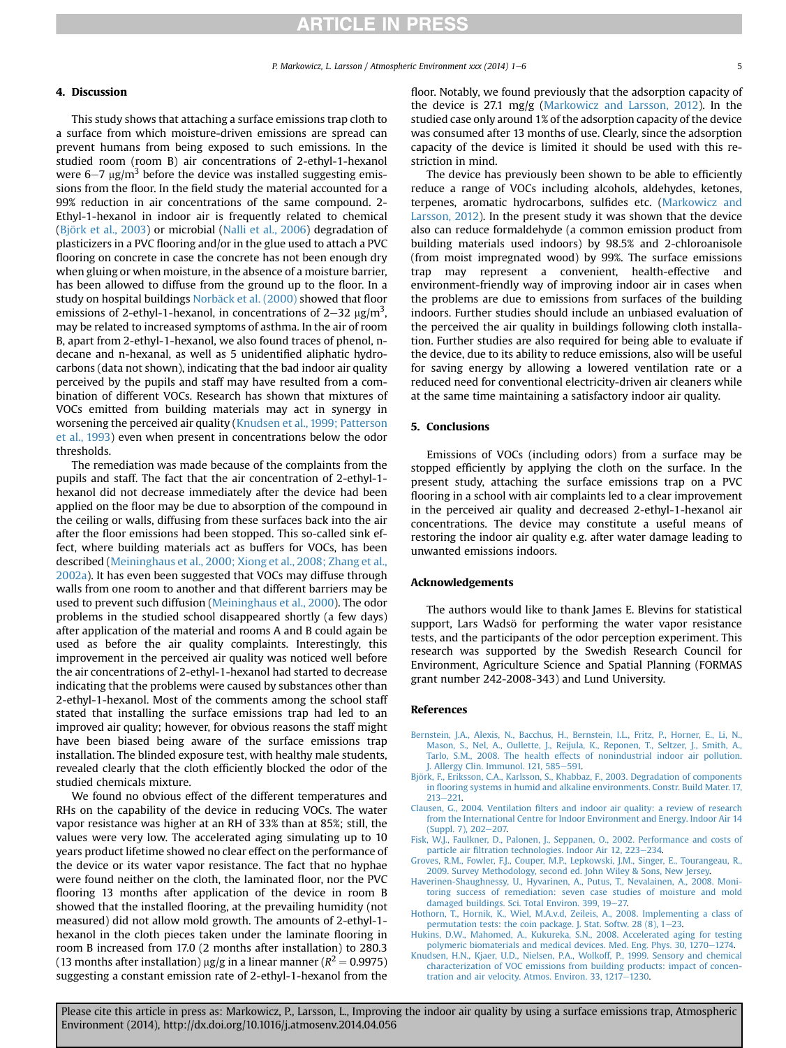## 4. Discussion

This study shows that attaching a surface emissions trap cloth to a surface from which moisture-driven emissions are spread can prevent humans from being exposed to such emissions. In the studied room (room B) air concentrations of 2-ethyl-1-hexanol were 6–7 μg/m$^3$ before the device was installed suggesting emissions from the floor. In the field study the material accounted for a 99% reduction in air concentrations of the same compound. 2-Ethyl-1-hexanol in indoor air is frequently related to chemical (Björk et al., 2003) or microbial (Nalli et al., 2006) degradation of plasticizers in a PVC flooring and/or in the glue used to attach a PVC flooring on concrete in case the concrete has not been enough dry when gluing or when moisture, in the absence of a moisture barrier, has been allowed to diffuse from the ground up to the floor. In a study on hospital buildings Norbäck et al. (2000) showed that floor emissions of 2-ethyl-1-hexanol, in concentrations of 2–32 μg/m$^3$, may be related to increased symptoms of asthma. In the air of room B, apart from 2-ethyl-1-hexanol, we also found traces of phenol, n-decane and n-hexanal, as well as 5 unidentified aliphatic hydrocarbons (data not shown), indicating that the bad indoor air quality perceived by the pupils and staff may have resulted from a combination of different VOCs. Research has shown that mixtures of VOCs emitted from building materials may act in synergy in worsening the perceived air quality (Knudsen et al., 1999; Patterson et al., 1993) even when present in concentrations below the odor thresholds.

The remediation was made because of the complaints from the pupils and staff. The fact that the air concentration of 2-ethyl-1-hexanol did not decrease immediately after the device had been applied on the floor may be due to absorption of the compound in the ceiling or walls, diffusing from these surfaces back into the air after the floor emissions had been stopped. This so-called sink effect, where building materials act as buffers for VOCs, has been described (Meininghaus et al., 2000; Xiong et al., 2008; Zhang et al., 2002a). It has even been suggested that VOCs may diffuse through walls from one room to another and that different barriers may be used to prevent such diffusion (Meininghaus et al., 2000). The odor problems in the studied school disappeared shortly (a few days) after application of the material and rooms A and B could again be used as before the air quality complaints. Interestingly, this improvement in the perceived air quality was noticed well before the air concentrations of 2-ethyl-1-hexanol had started to decrease indicating that the problems were caused by substances other than 2-ethyl-1-hexanol. Most of the comments among the school staff stated that installing the surface emissions trap had led to an improved air quality; however, for obvious reasons the staff might have been biased being aware of the surface emissions trap installation. The blinded exposure test, with healthy male students, revealed clearly that the cloth efficiently blocked the odor of the studied chemicals mixture.

We found no obvious effect of the different temperatures and RHs on the capability of the device in reducing VOCs. The water vapor resistance was higher at an RH of 33% than at 85%; still, the values were very low. The accelerated aging simulating up to 10 years product lifetime showed no clear effect on the performance of the device or its water vapor resistance. The fact that no hyphae were found neither on the cloth, the laminated floor, nor the PVC flooring 13 months after application of the device in room B showed that the installed flooring, at the prevailing humidity (not measured) did not allow mold growth. The amounts of 2-ethyl-1-hexanol in the cloth pieces taken under the laminate flooring in room B increased from 17.0 (2 months after installation) to 280.3 (13 months after installation) μg/g in a linear manner ($R^2 = 0.9975$) suggesting a constant emission rate of 2-ethyl-1-hexanol from the floor. Notably, we found previously that the adsorption capacity of the device is 27.1 mg/g (Markowicz and Larsson, 2012). In the studied case only around 1% of the adsorption capacity of the device was consumed after 13 months of use. Clearly, since the adsorption capacity of the device is limited it should be used with this restriction in mind.

The device has previously been shown to be able to efficiently reduce a range of VOCs including alcohols, aldehydes, ketones, terpenes, aromatic hydrocarbons, sulfides etc. (Markowicz and Larsson, 2012). In the present study it was shown that the device also can reduce formaldehyde (a common emission product from building materials used indoors) by 98.5% and 2-chloroanisole (from moist impregnated wood) by 99%. The surface emissions trap may represent a convenient, health-effective and environment-friendly way of improving indoor air in cases when the problems are due to emissions from surfaces of the building indoors. Further studies should include an unbiased evaluation of the perceived the air quality in buildings following cloth installation. Further studies are also required for being able to evaluate if the device, due to its ability to reduce emissions, also will be useful for saving energy by allowing a lowered ventilation rate or a reduced need for conventional electricity-driven air cleaners while at the same time maintaining a satisfactory indoor air quality.

## 5. Conclusions

Emissions of VOCs (including odors) from a surface may be stopped efficiently by applying the cloth on the surface. In the present study, attaching the surface emissions trap on a PVC flooring in a school with air complaints led to a clear improvement in the perceived air quality and decreased 2-ethyl-1-hexanol air concentrations. The device may constitute a useful means of restoring the indoor air quality e.g. after water damage leading to unwanted emissions indoors.

## Acknowledgements

The authors would like to thank James E. Blevins for statistical support, Lars Wadsö for performing the water vapor resistance tests, and the participants of the odor perception experiment. This research was supported by the Swedish Research Council for Environment, Agriculture Science and Spatial Planning (FORMAS grant number 242-2008-343) and Lund University.

## References

Bernstein, J.A., Alexis, N., Bacchus, H., Bernstein, I.L., Fritz, P., Horner, E., Li, N., Mason, S., Nel, A., Oullette, J., Reijula, K., Reponen, T., Seltzer, J., Smith, A., Tarlo, S.M., 2008. The health effects of nonindustrial indoor air pollution. J. Allergy Clin. Immunol. 121, 585–591.

Björk, F., Eriksson, C.A., Karlsson, S., Khabbaz, F., 2003. Degradation of components in flooring systems in humid and alkaline environments. Constr. Build Mater. 17, 213–221.

Clausen, G., 2004. Ventilation filters and indoor air quality: a review of research from the International Centre for Indoor Environment and Energy. Indoor Air 14 (Suppl. 7), 202–207.

Fisk, W.J., Faulkner, D., Palonen, J., Seppanen, O., 2002. Performance and costs of particle air filtration technologies. Indoor Air 12, 223–234.

Groves, R.M., Fowler, F.J., Couper, M.P., Lepkowski, J.M., Singer, E., Tourangeau, R., 2009. Survey Methodology, second ed. John Wiley & Sons, New Jersey.

Haverinen-Shaughnessy, U., Hyvarinen, A., Putus, T., Nevalainen, A., 2008. Monitoring success of remediation: seven case studies of moisture and mold damaged buildings. Sci. Total Environ. 399, 19–27.

Hothorn, T., Hornik, K., Wiel, M.A.v.d, Zeileis, A., 2008. Implementing a class of permutation tests: the coin package. J. Stat. Softw. 28 (8), 1–23.

Hukins, D.W., Mahomed, A., Kukureka, S.N., 2008. Accelerated aging for testing polymeric biomaterials and medical devices. Med. Eng. Phys. 30, 1270–1274.

Knudsen, H.N., Kjaer, U.D., Nielsen, P.A., Wolkoff, P., 1999. Sensory and chemical characterization of VOC emissions from building products: impact of concentration and air velocity. Atmos. Environ. 33, 1217–1230.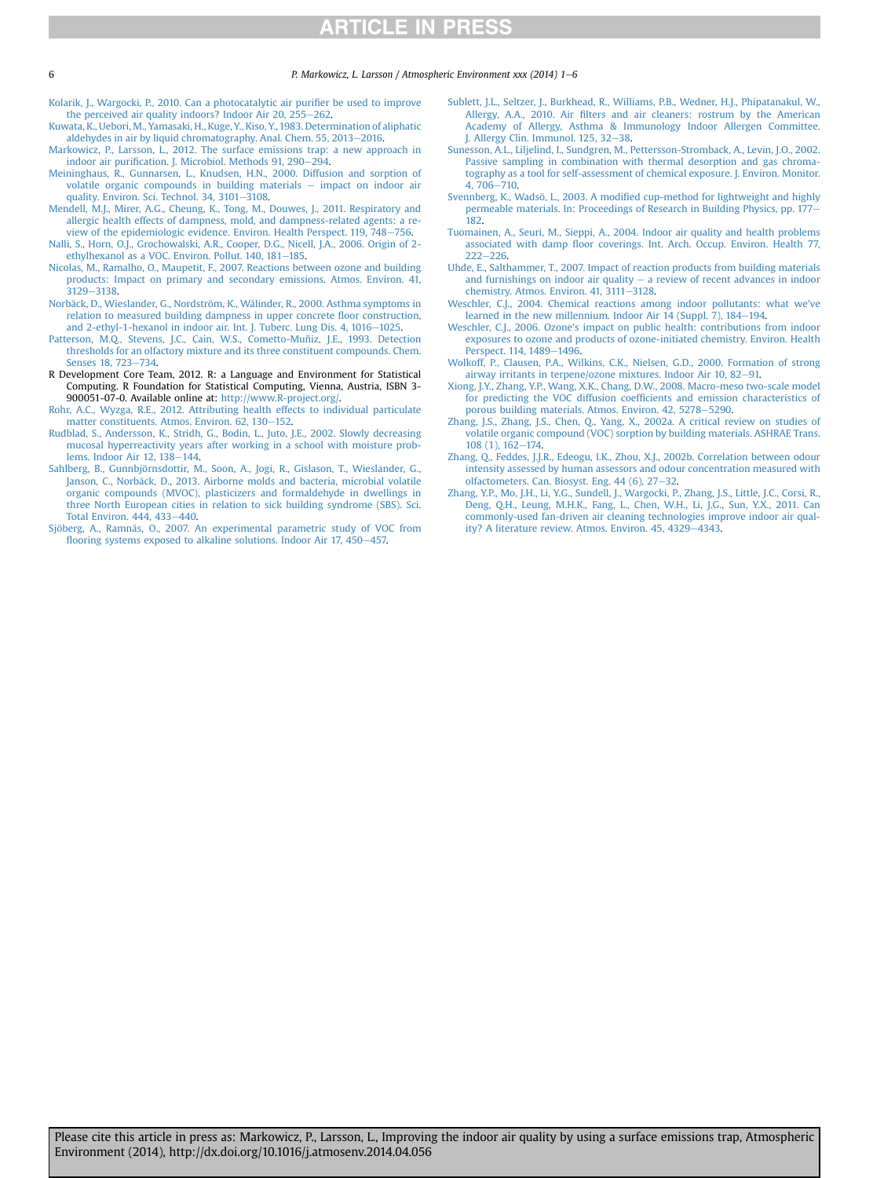Kolarik, J., Wargocki, P., 2010. Can a photocatalytic air purifier be used to improve the perceived air quality indoors? Indoor Air 20, 255–262.

Kuwata, K., Uebori, M., Yamasaki, H., Kuge, Y., Kiso, Y., 1983. Determination of aliphatic aldehydes in air by liquid chromatography. Anal. Chem. 55, 2013–2016.

Markowicz, P., Larsson, L., 2012. The surface emissions trap: a new approach in indoor air purification. J. Microbiol. Methods 91, 290–294.

Meininghaus, R., Gunnarsen, L., Knudsen, H.N., 2000. Diffusion and sorption of volatile organic compounds in building materials – impact on indoor air quality. Environ. Sci. Technol. 34, 3101–3108.

Mendell, M.J., Mirer, A.G., Cheung, K., Tong, M., Douwes, J., 2011. Respiratory and allergic health effects of dampness, mold, and dampness-related agents: a review of the epidemiologic evidence. Environ. Health Perspect. 119, 748–756.

Nalli, S., Horn, O.J., Grochowalski, A.R., Cooper, D.G., Nicell, J.A., 2006. Origin of 2-ethylhexanol as a VOC. Environ. Pollut. 140, 181–185.

Nicolas, M., Ramalho, O., Maupetit, F., 2007. Reactions between ozone and building products: Impact on primary and secondary emissions. Atmos. Environ. 41, 3129–3138.

Norbäck, D., Wieslander, G., Nordström, K., Wålinder, R., 2000. Asthma symptoms in relation to measured building dampness in upper concrete floor construction, and 2-ethyl-1-hexanol in indoor air. Int. J. Tuberc. Lung Dis. 4, 1016–1025.

Patterson, M.Q., Stevens, J.C., Cain, W.S., Cometto-Muñiz, J.E., 1993. Detection thresholds for an olfactory mixture and its three constituent compounds. Chem. Senses 18, 723–734.

R Development Core Team, 2012. R: a Language and Environment for Statistical Computing. R Foundation for Statistical Computing, Vienna, Austria, ISBN 3-900051-07-0. Available online at: http://www.R-project.org/.

Rohr, A.C., Wyzga, R.E., 2012. Attributing health effects to individual particulate matter constituents. Atmos. Environ. 62, 130–152.

Rudblad, S., Andersson, K., Stridh, G., Bodin, L., Juto, J.E., 2002. Slowly decreasing mucosal hyperreactivity years after working in a school with moisture problems. Indoor Air 12, 138–144.

Sahlberg, B., Gunnbjörnsdottir, M., Soon, A., Jogi, R., Gislason, T., Wieslander, G., Janson, C., Norbäck, D., 2013. Airborne molds and bacteria, microbial volatile organic compounds (MVOC), plasticizers and formaldehyde in dwellings in three North European cities in relation to sick building syndrome (SBS). Sci. Total Environ. 444, 433–440.

Sjöberg, A., Ramnäs, O., 2007. An experimental parametric study of VOC from flooring systems exposed to alkaline solutions. Indoor Air 17, 450–457.

Sublett, J.L., Seltzer, J., Burkhead, R., Williams, P.B., Wedner, H.J., Phipatanakul, W., Allergy, A.A., 2010. Air filters and air cleaners: rostrum by the American Academy of Allergy, Asthma & Immunology Indoor Allergen Committee. J. Allergy Clin. Immunol. 125, 32–38.

Sunesson, A.L., Liljelind, I., Sundgren, M., Pettersson-Stromback, A., Levin, J.O., 2002. Passive sampling in combination with thermal desorption and gas chromatography as a tool for self-assessment of chemical exposure. J. Environ. Monitor. 4, 706–710.

Svennberg, K., Wadsö, L., 2003. A modified cup-method for lightweight and highly permeable materials. In: Proceedings of Research in Building Physics, pp. 177–182.

Tuomainen, A., Seuri, M., Sieppi, A., 2004. Indoor air quality and health problems associated with damp floor coverings. Int. Arch. Occup. Environ. Health 77, 222–226.

Uhde, E., Salthammer, T., 2007. Impact of reaction products from building materials and furnishings on indoor air quality – a review of recent advances in indoor chemistry. Atmos. Environ. 41, 3111–3128.

Weschler, C.J., 2004. Chemical reactions among indoor pollutants: what we've learned in the new millennium. Indoor Air 14 (Suppl. 7), 184–194.

Weschler, C.J., 2006. Ozone's impact on public health: contributions from indoor exposures to ozone and products of ozone-initiated chemistry. Environ. Health Perspect. 114, 1489–1496.

Wolkoff, P., Clausen, P.A., Wilkins, C.K., Nielsen, G.D., 2000. Formation of strong airway irritants in terpene/ozone mixtures. Indoor Air 10, 82–91.

Xiong, J.Y., Zhang, Y.P., Wang, X.K., Chang, D.W., 2008. Macro-meso two-scale model for predicting the VOC diffusion coefficients and emission characteristics of porous building materials. Atmos. Environ. 42, 5278–5290.

Zhang, J.S., Zhang, J.S., Chen, Q., Yang, X., 2002a. A critical review on studies of volatile organic compound (VOC) sorption by building materials. ASHRAE Trans. 108 (1), 162–174.

Zhang, Q., Feddes, J.J.R., Edeogu, I.K., Zhou, X.J., 2002b. Correlation between odour intensity assessed by human assessors and odour concentration measured with olfactometers. Can. Biosyst. Eng. 44 (6), 27–32.

Zhang, Y.P., Mo, J.H., Li, Y.G., Sundell, J., Wargocki, P., Zhang, J.S., Little, J.C., Corsi, R., Deng, Q.H., Leung, M.H.K., Fang, L., Chen, W.H., Li, J.G., Sun, Y.X., 2011. Can commonly-used fan-driven air cleaning technologies improve indoor air quality? A literature review. Atmos. Environ. 45, 4329–4343.